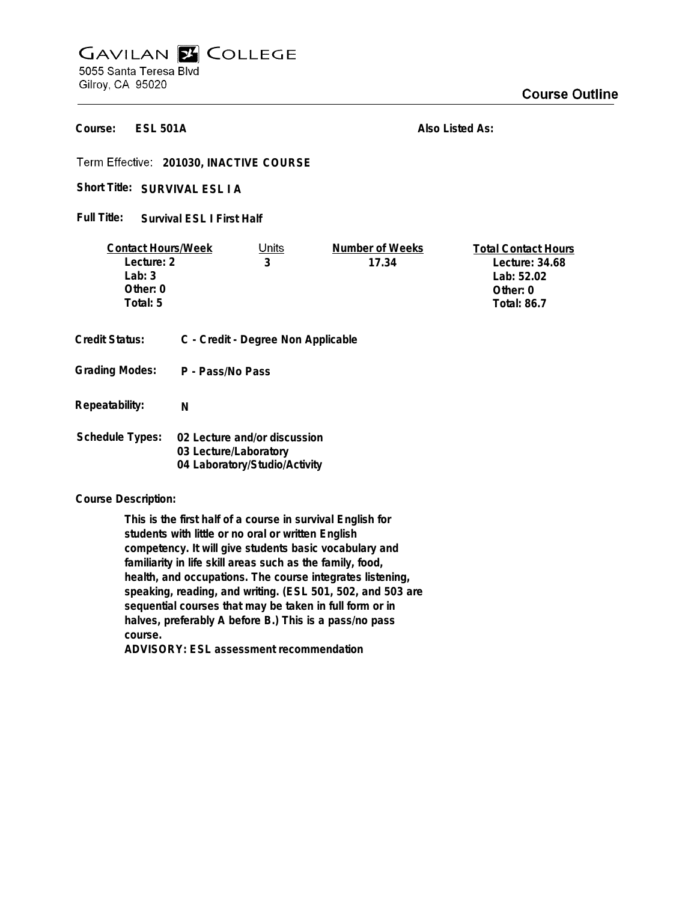# GAVILAN COLLEGE

5055 Santa Teresa Blvd
Gilroy, CA 95020

## Course Outline

**Course:** ESL 501A

**Also Listed As:**

**Term Effective:** 201030, INACTIVE COURSE

**Short Title:** SURVIVAL ESL I A

**Full Title:** Survival ESL I First Half

| Contact Hours/Week | Units | Number of Weeks | Total Contact Hours |
|---|---|---|---|
| Lecture: 2 | 3 | 17.34 | Lecture: 34.68 |
| Lab: 3 | | | Lab: 52.02 |
| Other: 0 | | | Other: 0 |
| Total: 5 | | | Total: 86.7 |

**Credit Status:** C - Credit - Degree Non Applicable

**Grading Modes:** P - Pass/No Pass

**Repeatability:** N

**Schedule Types:**
02 Lecture and/or discussion
03 Lecture/Laboratory
04 Laboratory/Studio/Activity

**Course Description:**

This is the first half of a course in survival English for students with little or no oral or written English competency. It will give students basic vocabulary and familiarity in life skill areas such as the family, food, health, and occupations. The course integrates listening, speaking, reading, and writing. (ESL 501, 502, and 503 are sequential courses that may be taken in full form or in halves, preferably A before B.) This is a pass/no pass course.
ADVISORY: ESL assessment recommendation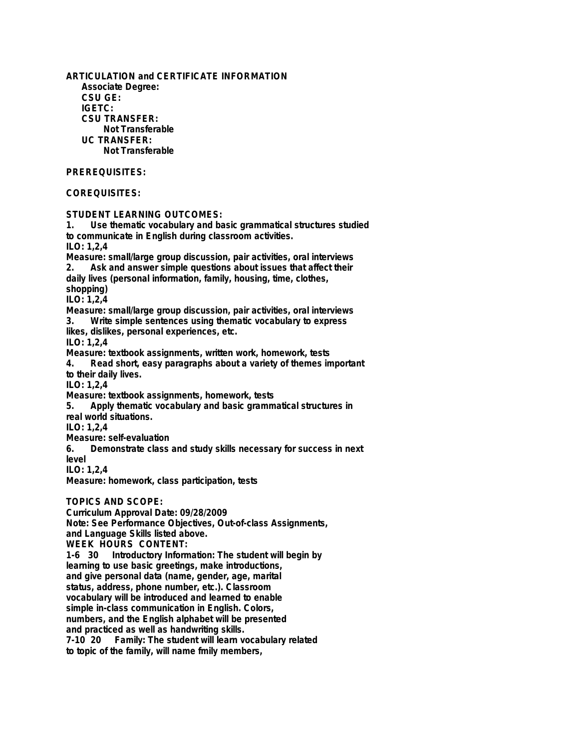**ARTICULATION and CERTIFICATE INFORMATION**

**Associate Degree:**

**CSU GE:**

**IGETC:**

**CSU TRANSFER:**

**Not Transferable**

**UC TRANSFER:**

**Not Transferable**

**PREREQUISITES:**

**COREQUISITES:**

**STUDENT LEARNING OUTCOMES:**

1. Use thematic vocabulary and basic grammatical structures studied to communicate in English during classroom activities.
ILO: 1,2,4
Measure: small/large group discussion, pair activities, oral interviews
2. Ask and answer simple questions about issues that affect their daily lives (personal information, family, housing, time, clothes, shopping)
ILO: 1,2,4
Measure: small/large group discussion, pair activities, oral interviews
3. Write simple sentences using thematic vocabulary to express likes, dislikes, personal experiences, etc.
ILO: 1,2,4
Measure: textbook assignments, written work, homework, tests
4. Read short, easy paragraphs about a variety of themes important to their daily lives.
ILO: 1,2,4
Measure: textbook assignments, homework, tests
5. Apply thematic vocabulary and basic grammatical structures in real world situations.
ILO: 1,2,4
Measure: self-evaluation
6. Demonstrate class and study skills necessary for success in next level
ILO: 1,2,4
Measure: homework, class participation, tests

**TOPICS AND SCOPE:**

Curriculum Approval Date: 09/28/2009
Note: See Performance Objectives, Out-of-class Assignments, and Language Skills listed above.

WEEK HOURS CONTENT:

1-6 30 Introductory Information: The student will begin by learning to use basic greetings, make introductions, and give personal data (name, gender, age, marital status, address, phone number, etc.). Classroom vocabulary will be introduced and learned to enable simple in-class communication in English. Colors, numbers, and the English alphabet will be presented and practiced as well as handwriting skills.

7-10 20 Family: The student will learn vocabulary related to topic of the family, will name fmily members,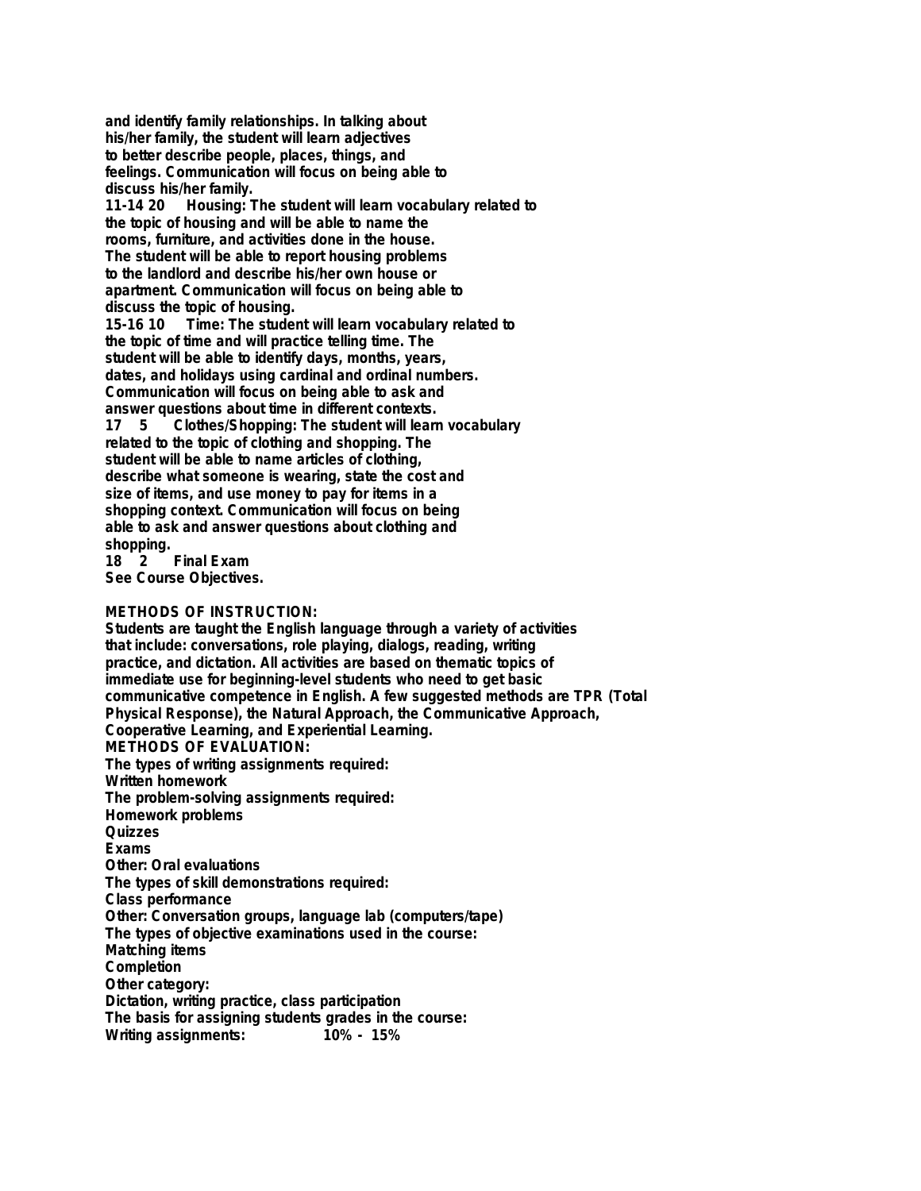and identify family relationships. In talking about his/her family, the student will learn adjectives to better describe people, places, things, and feelings. Communication will focus on being able to discuss his/her family.

11-14 20 Housing: The student will learn vocabulary related to the topic of housing and will be able to name the rooms, furniture, and activities done in the house. The student will be able to report housing problems to the landlord and describe his/her own house or apartment. Communication will focus on being able to discuss the topic of housing.

15-16 10 Time: The student will learn vocabulary related to the topic of time and will practice telling time. The student will be able to identify days, months, years, dates, and holidays using cardinal and ordinal numbers. Communication will focus on being able to ask and answer questions about time in different contexts.

17 5 Clothes/Shopping: The student will learn vocabulary related to the topic of clothing and shopping. The student will be able to name articles of clothing, describe what someone is wearing, state the cost and size of items, and use money to pay for items in a shopping context. Communication will focus on being able to ask and answer questions about clothing and shopping.

18 2 Final Exam
See Course Objectives.

**METHODS OF INSTRUCTION:**
Students are taught the English language through a variety of activities that include: conversations, role playing, dialogs, reading, writing practice, and dictation. All activities are based on thematic topics of immediate use for beginning-level students who need to get basic communicative competence in English. A few suggested methods are TPR (Total Physical Response), the Natural Approach, the Communicative Approach, Cooperative Learning, and Experiential Learning.

**METHODS OF EVALUATION:**
The types of writing assignments required:
Written homework
The problem-solving assignments required:
Homework problems
Quizzes
Exams
Other: Oral evaluations
The types of skill demonstrations required:
Class performance
Other: Conversation groups, language lab (computers/tape)
The types of objective examinations used in the course:
Matching items
Completion
Other category:
Dictation, writing practice, class participation
The basis for assigning students grades in the course:
Writing assignments: 10% - 15%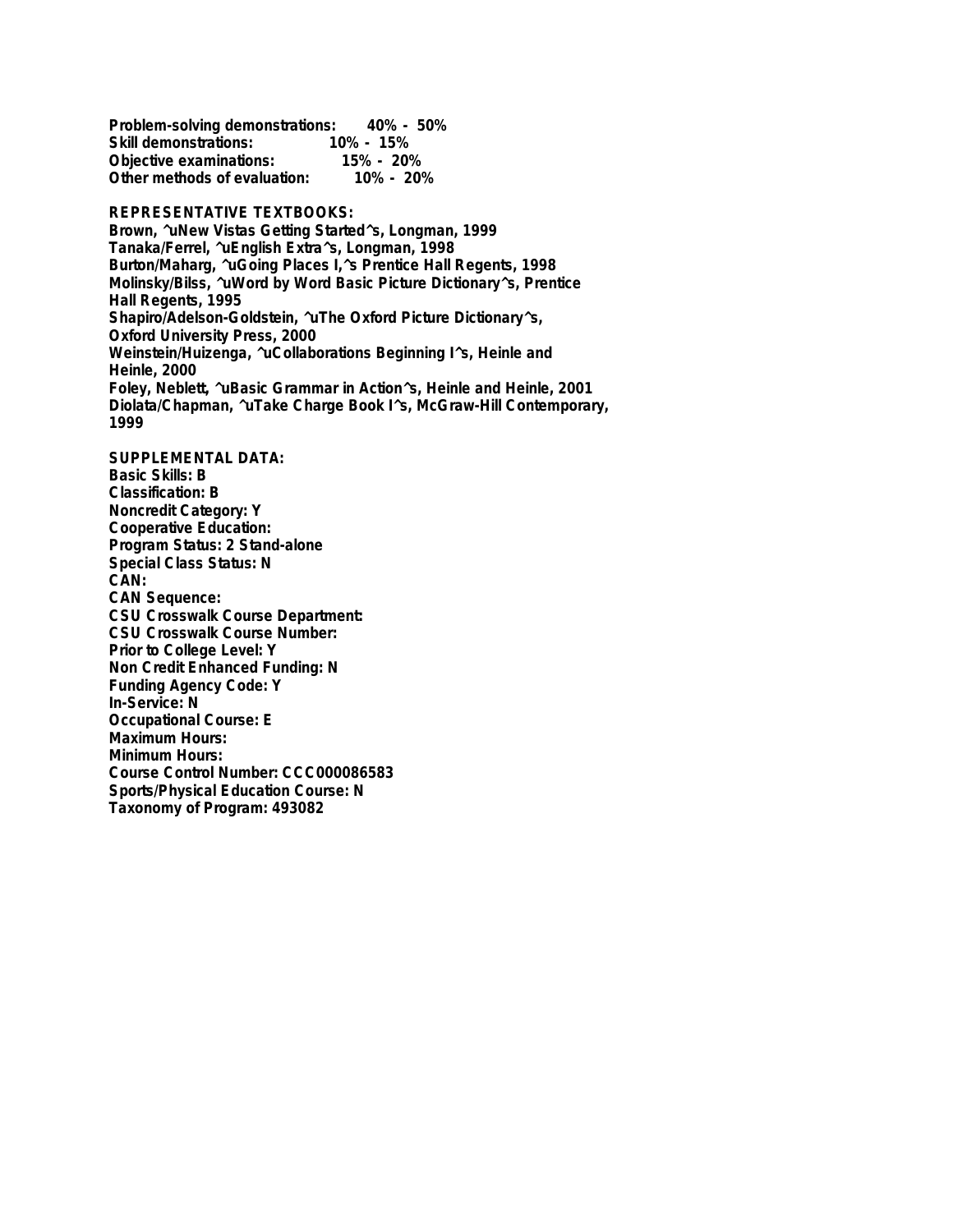**Problem-solving demonstrations:** 40% - 50%
**Skill demonstrations:** 10% - 15%
**Objective examinations:** 15% - 20%
**Other methods of evaluation:** 10% - 20%

**REPRESENTATIVE TEXTBOOKS:**

Brown, ^uNew Vistas Getting Started^s, Longman, 1999
Tanaka/Ferrel, ^uEnglish Extra^s, Longman, 1998
Burton/Maharg, ^uGoing Places I,^s Prentice Hall Regents, 1998
Molinsky/Bilss, ^uWord by Word Basic Picture Dictionary^s, Prentice Hall Regents, 1995
Shapiro/Adelson-Goldstein, ^uThe Oxford Picture Dictionary^s, Oxford University Press, 2000
Weinstein/Huizenga, ^uCollaborations Beginning I^s, Heinle and Heinle, 2000
Foley, Neblett, ^uBasic Grammar in Action^s, Heinle and Heinle, 2001
Diolata/Chapman, ^uTake Charge Book I^s, McGraw-Hill Contemporary, 1999

**SUPPLEMENTAL DATA:**

Basic Skills: B
Classification: B
Noncredit Category: Y
Cooperative Education:
Program Status: 2 Stand-alone
Special Class Status: N
CAN:
CAN Sequence:
CSU Crosswalk Course Department:
CSU Crosswalk Course Number:
Prior to College Level: Y
Non Credit Enhanced Funding: N
Funding Agency Code: Y
In-Service: N
Occupational Course: E
Maximum Hours:
Minimum Hours:
Course Control Number: CCC000086583
Sports/Physical Education Course: N
Taxonomy of Program: 493082